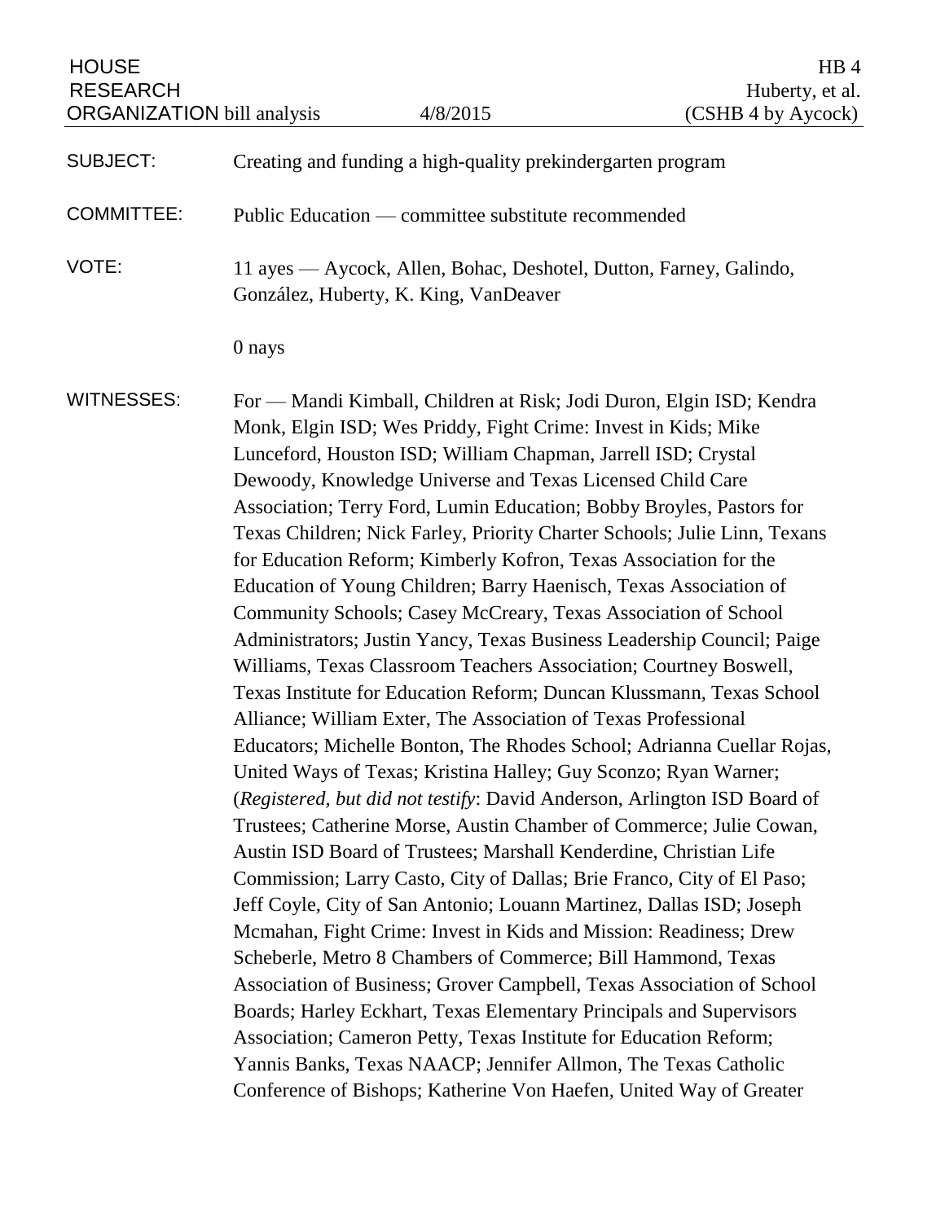HOUSE RESEARCH ORGANIZATION bill analysis — 4/8/2015

HB 4
Huberty, et al.
(CSHB 4 by Aycock)

SUBJECT: Creating and funding a high-quality prekindergarten program

COMMITTEE: Public Education — committee substitute recommended

VOTE: 11 ayes — Aycock, Allen, Bohac, Deshotel, Dutton, Farney, Galindo, González, Huberty, K. King, VanDeaver

0 nays

WITNESSES: For — Mandi Kimball, Children at Risk; Jodi Duron, Elgin ISD; Kendra Monk, Elgin ISD; Wes Priddy, Fight Crime: Invest in Kids; Mike Lunceford, Houston ISD; William Chapman, Jarrell ISD; Crystal Dewoody, Knowledge Universe and Texas Licensed Child Care Association; Terry Ford, Lumin Education; Bobby Broyles, Pastors for Texas Children; Nick Farley, Priority Charter Schools; Julie Linn, Texans for Education Reform; Kimberly Kofron, Texas Association for the Education of Young Children; Barry Haenisch, Texas Association of Community Schools; Casey McCreary, Texas Association of School Administrators; Justin Yancy, Texas Business Leadership Council; Paige Williams, Texas Classroom Teachers Association; Courtney Boswell, Texas Institute for Education Reform; Duncan Klussmann, Texas School Alliance; William Exter, The Association of Texas Professional Educators; Michelle Bonton, The Rhodes School; Adrianna Cuellar Rojas, United Ways of Texas; Kristina Halley; Guy Sconzo; Ryan Warner; (*Registered, but did not testify*: David Anderson, Arlington ISD Board of Trustees; Catherine Morse, Austin Chamber of Commerce; Julie Cowan, Austin ISD Board of Trustees; Marshall Kenderdine, Christian Life Commission; Larry Casto, City of Dallas; Brie Franco, City of El Paso; Jeff Coyle, City of San Antonio; Louann Martinez, Dallas ISD; Joseph Mcmahan, Fight Crime: Invest in Kids and Mission: Readiness; Drew Scheberle, Metro 8 Chambers of Commerce; Bill Hammond, Texas Association of Business; Grover Campbell, Texas Association of School Boards; Harley Eckhart, Texas Elementary Principals and Supervisors Association; Cameron Petty, Texas Institute for Education Reform; Yannis Banks, Texas NAACP; Jennifer Allmon, The Texas Catholic Conference of Bishops; Katherine Von Haefen, United Way of Greater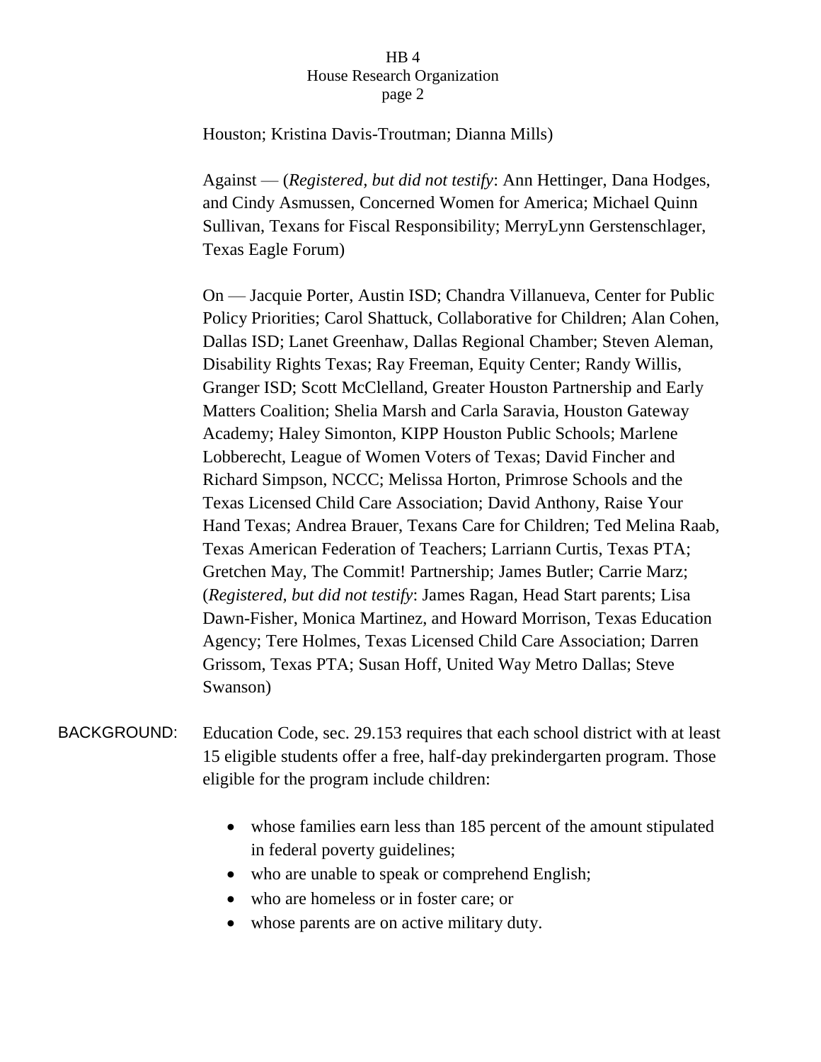Houston; Kristina Davis-Troutman; Dianna Mills)

Against — (*Registered, but did not testify*: Ann Hettinger, Dana Hodges, and Cindy Asmussen, Concerned Women for America; Michael Quinn Sullivan, Texans for Fiscal Responsibility; MerryLynn Gerstenschlager, Texas Eagle Forum)

On — Jacquie Porter, Austin ISD; Chandra Villanueva, Center for Public Policy Priorities; Carol Shattuck, Collaborative for Children; Alan Cohen, Dallas ISD; Lanet Greenhaw, Dallas Regional Chamber; Steven Aleman, Disability Rights Texas; Ray Freeman, Equity Center; Randy Willis, Granger ISD; Scott McClelland, Greater Houston Partnership and Early Matters Coalition; Shelia Marsh and Carla Saravia, Houston Gateway Academy; Haley Simonton, KIPP Houston Public Schools; Marlene Lobberecht, League of Women Voters of Texas; David Fincher and Richard Simpson, NCCC; Melissa Horton, Primrose Schools and the Texas Licensed Child Care Association; David Anthony, Raise Your Hand Texas; Andrea Brauer, Texans Care for Children; Ted Melina Raab, Texas American Federation of Teachers; Larriann Curtis, Texas PTA; Gretchen May, The Commit! Partnership; James Butler; Carrie Marz; (*Registered, but did not testify*: James Ragan, Head Start parents; Lisa Dawn-Fisher, Monica Martinez, and Howard Morrison, Texas Education Agency; Tere Holmes, Texas Licensed Child Care Association; Darren Grissom, Texas PTA; Susan Hoff, United Way Metro Dallas; Steve Swanson)

BACKGROUND: Education Code, sec. 29.153 requires that each school district with at least 15 eligible students offer a free, half-day prekindergarten program. Those eligible for the program include children:

- whose families earn less than 185 percent of the amount stipulated in federal poverty guidelines;
- who are unable to speak or comprehend English;
- who are homeless or in foster care; or
- whose parents are on active military duty.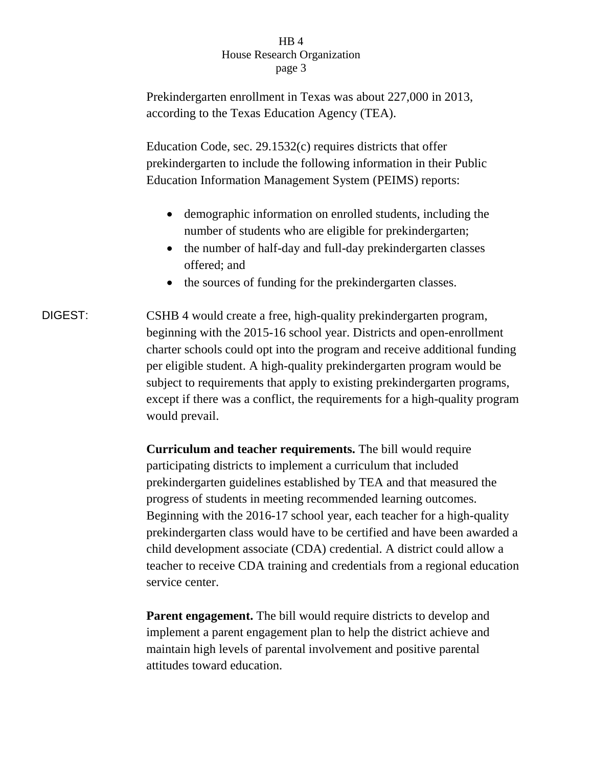Prekindergarten enrollment in Texas was about 227,000 in 2013, according to the Texas Education Agency (TEA).

Education Code, sec. 29.1532(c) requires districts that offer prekindergarten to include the following information in their Public Education Information Management System (PEIMS) reports:

- demographic information on enrolled students, including the number of students who are eligible for prekindergarten;
- the number of half-day and full-day prekindergarten classes offered; and
- the sources of funding for the prekindergarten classes.

DIGEST: CSHB 4 would create a free, high-quality prekindergarten program, beginning with the 2015-16 school year. Districts and open-enrollment charter schools could opt into the program and receive additional funding per eligible student. A high-quality prekindergarten program would be subject to requirements that apply to existing prekindergarten programs, except if there was a conflict, the requirements for a high-quality program would prevail.

**Curriculum and teacher requirements.** The bill would require participating districts to implement a curriculum that included prekindergarten guidelines established by TEA and that measured the progress of students in meeting recommended learning outcomes. Beginning with the 2016-17 school year, each teacher for a high-quality prekindergarten class would have to be certified and have been awarded a child development associate (CDA) credential. A district could allow a teacher to receive CDA training and credentials from a regional education service center.

**Parent engagement.** The bill would require districts to develop and implement a parent engagement plan to help the district achieve and maintain high levels of parental involvement and positive parental attitudes toward education.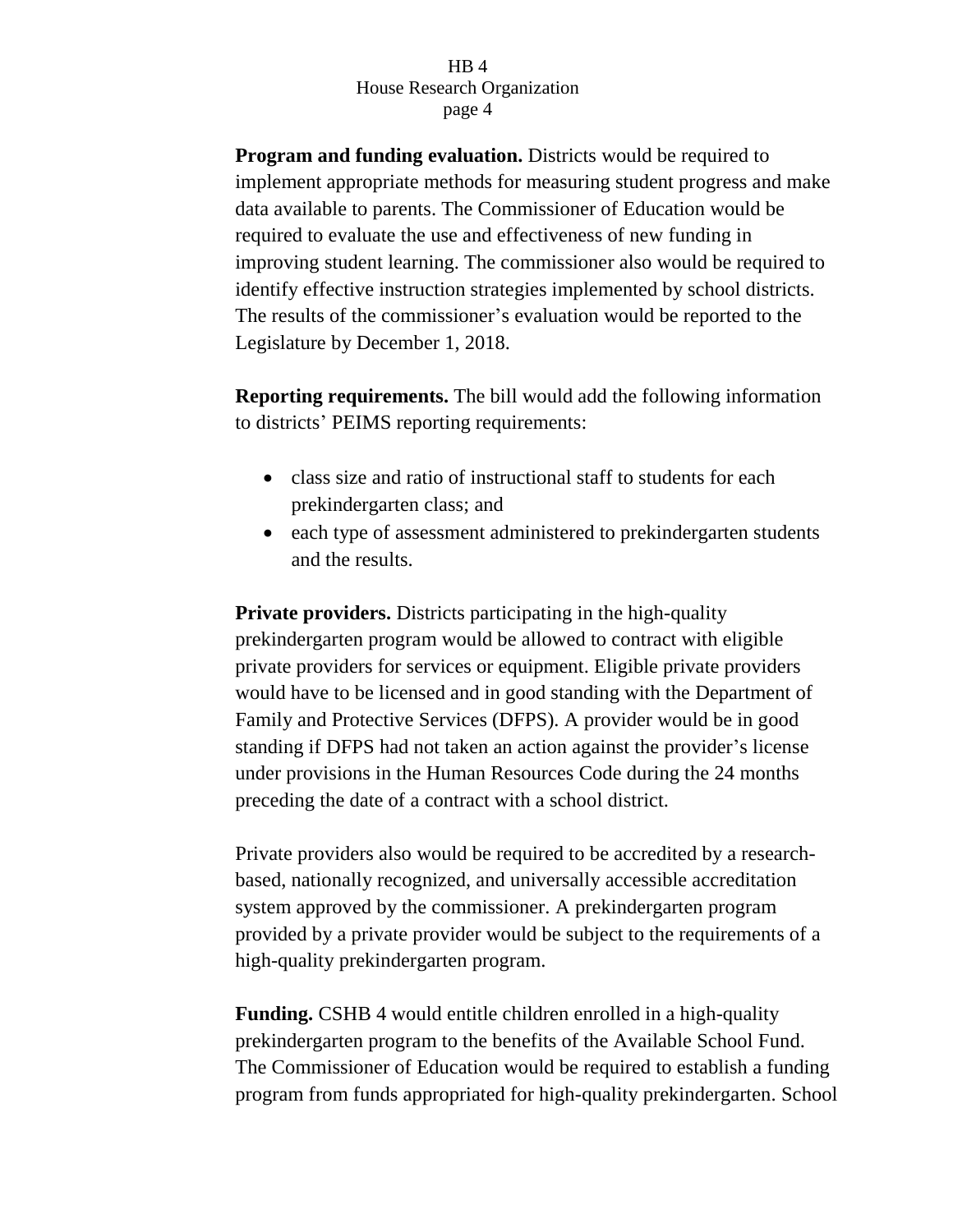**Program and funding evaluation.** Districts would be required to implement appropriate methods for measuring student progress and make data available to parents. The Commissioner of Education would be required to evaluate the use and effectiveness of new funding in improving student learning. The commissioner also would be required to identify effective instruction strategies implemented by school districts. The results of the commissioner's evaluation would be reported to the Legislature by December 1, 2018.

**Reporting requirements.** The bill would add the following information to districts' PEIMS reporting requirements:

- class size and ratio of instructional staff to students for each prekindergarten class; and
- each type of assessment administered to prekindergarten students and the results.

**Private providers.** Districts participating in the high-quality prekindergarten program would be allowed to contract with eligible private providers for services or equipment. Eligible private providers would have to be licensed and in good standing with the Department of Family and Protective Services (DFPS). A provider would be in good standing if DFPS had not taken an action against the provider's license under provisions in the Human Resources Code during the 24 months preceding the date of a contract with a school district.

Private providers also would be required to be accredited by a research-based, nationally recognized, and universally accessible accreditation system approved by the commissioner. A prekindergarten program provided by a private provider would be subject to the requirements of a high-quality prekindergarten program.

**Funding.** CSHB 4 would entitle children enrolled in a high-quality prekindergarten program to the benefits of the Available School Fund. The Commissioner of Education would be required to establish a funding program from funds appropriated for high-quality prekindergarten. School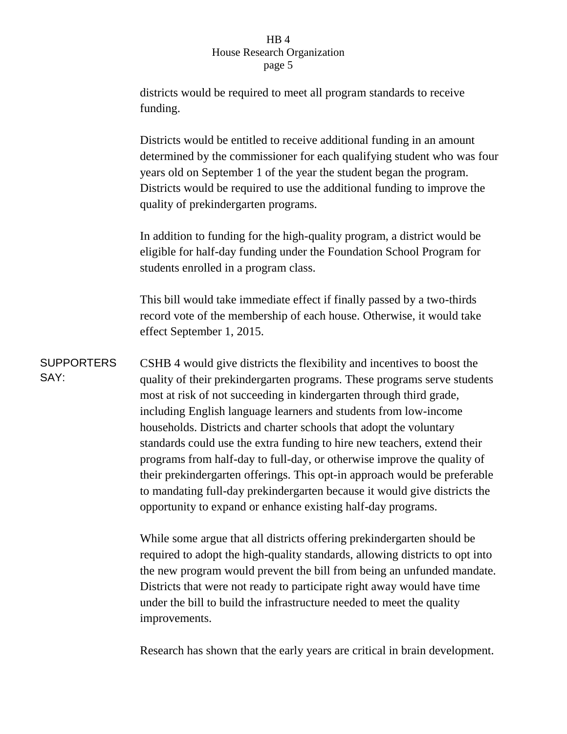districts would be required to meet all program standards to receive funding.

Districts would be entitled to receive additional funding in an amount determined by the commissioner for each qualifying student who was four years old on September 1 of the year the student began the program. Districts would be required to use the additional funding to improve the quality of prekindergarten programs.

In addition to funding for the high-quality program, a district would be eligible for half-day funding under the Foundation School Program for students enrolled in a program class.

This bill would take immediate effect if finally passed by a two-thirds record vote of the membership of each house. Otherwise, it would take effect September 1, 2015.

**SUPPORTERS SAY:**

CSHB 4 would give districts the flexibility and incentives to boost the quality of their prekindergarten programs. These programs serve students most at risk of not succeeding in kindergarten through third grade, including English language learners and students from low-income households. Districts and charter schools that adopt the voluntary standards could use the extra funding to hire new teachers, extend their programs from half-day to full-day, or otherwise improve the quality of their prekindergarten offerings. This opt-in approach would be preferable to mandating full-day prekindergarten because it would give districts the opportunity to expand or enhance existing half-day programs.

While some argue that all districts offering prekindergarten should be required to adopt the high-quality standards, allowing districts to opt into the new program would prevent the bill from being an unfunded mandate. Districts that were not ready to participate right away would have time under the bill to build the infrastructure needed to meet the quality improvements.

Research has shown that the early years are critical in brain development.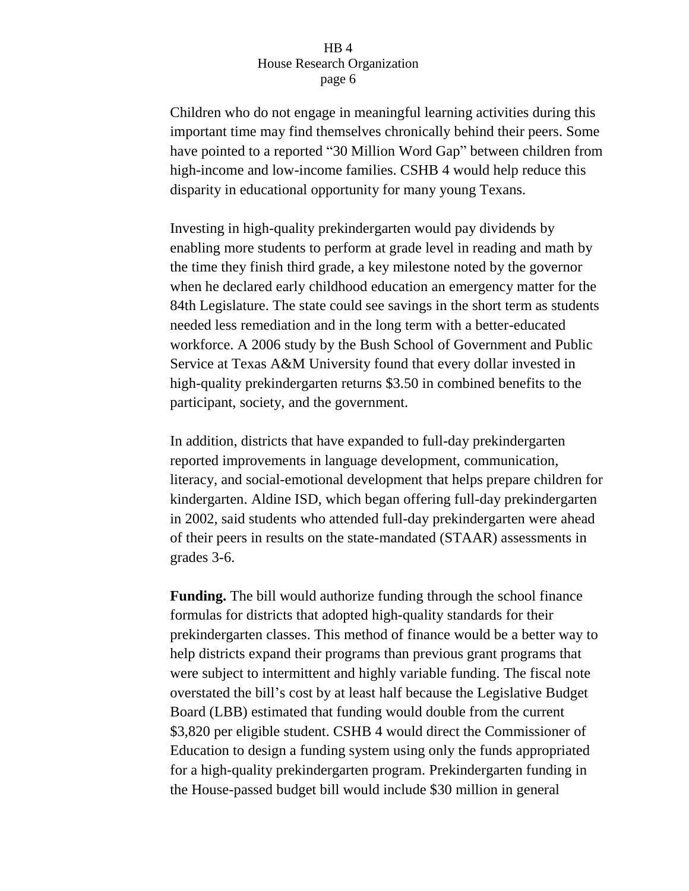Children who do not engage in meaningful learning activities during this important time may find themselves chronically behind their peers. Some have pointed to a reported "30 Million Word Gap" between children from high-income and low-income families. CSHB 4 would help reduce this disparity in educational opportunity for many young Texans.

Investing in high-quality prekindergarten would pay dividends by enabling more students to perform at grade level in reading and math by the time they finish third grade, a key milestone noted by the governor when he declared early childhood education an emergency matter for the 84th Legislature. The state could see savings in the short term as students needed less remediation and in the long term with a better-educated workforce. A 2006 study by the Bush School of Government and Public Service at Texas A&M University found that every dollar invested in high-quality prekindergarten returns $3.50 in combined benefits to the participant, society, and the government.

In addition, districts that have expanded to full-day prekindergarten reported improvements in language development, communication, literacy, and social-emotional development that helps prepare children for kindergarten. Aldine ISD, which began offering full-day prekindergarten in 2002, said students who attended full-day prekindergarten were ahead of their peers in results on the state-mandated (STAAR) assessments in grades 3-6.

**Funding.** The bill would authorize funding through the school finance formulas for districts that adopted high-quality standards for their prekindergarten classes. This method of finance would be a better way to help districts expand their programs than previous grant programs that were subject to intermittent and highly variable funding. The fiscal note overstated the bill's cost by at least half because the Legislative Budget Board (LBB) estimated that funding would double from the current $3,820 per eligible student. CSHB 4 would direct the Commissioner of Education to design a funding system using only the funds appropriated for a high-quality prekindergarten program. Prekindergarten funding in the House-passed budget bill would include $30 million in general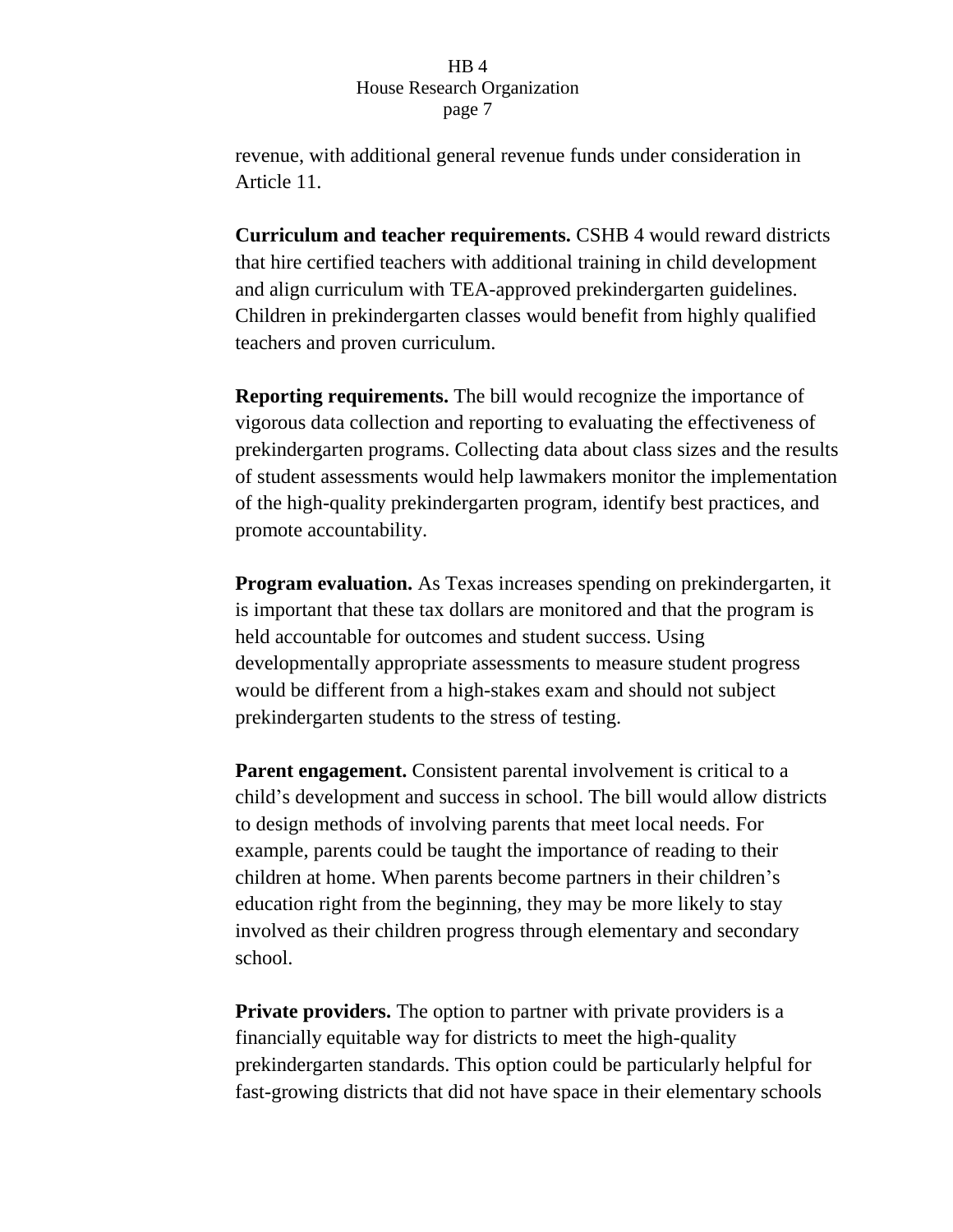revenue, with additional general revenue funds under consideration in Article 11.

**Curriculum and teacher requirements.** CSHB 4 would reward districts that hire certified teachers with additional training in child development and align curriculum with TEA-approved prekindergarten guidelines. Children in prekindergarten classes would benefit from highly qualified teachers and proven curriculum.

**Reporting requirements.** The bill would recognize the importance of vigorous data collection and reporting to evaluating the effectiveness of prekindergarten programs. Collecting data about class sizes and the results of student assessments would help lawmakers monitor the implementation of the high-quality prekindergarten program, identify best practices, and promote accountability.

**Program evaluation.** As Texas increases spending on prekindergarten, it is important that these tax dollars are monitored and that the program is held accountable for outcomes and student success. Using developmentally appropriate assessments to measure student progress would be different from a high-stakes exam and should not subject prekindergarten students to the stress of testing.

**Parent engagement.** Consistent parental involvement is critical to a child's development and success in school. The bill would allow districts to design methods of involving parents that meet local needs. For example, parents could be taught the importance of reading to their children at home. When parents become partners in their children's education right from the beginning, they may be more likely to stay involved as their children progress through elementary and secondary school.

**Private providers.** The option to partner with private providers is a financially equitable way for districts to meet the high-quality prekindergarten standards. This option could be particularly helpful for fast-growing districts that did not have space in their elementary schools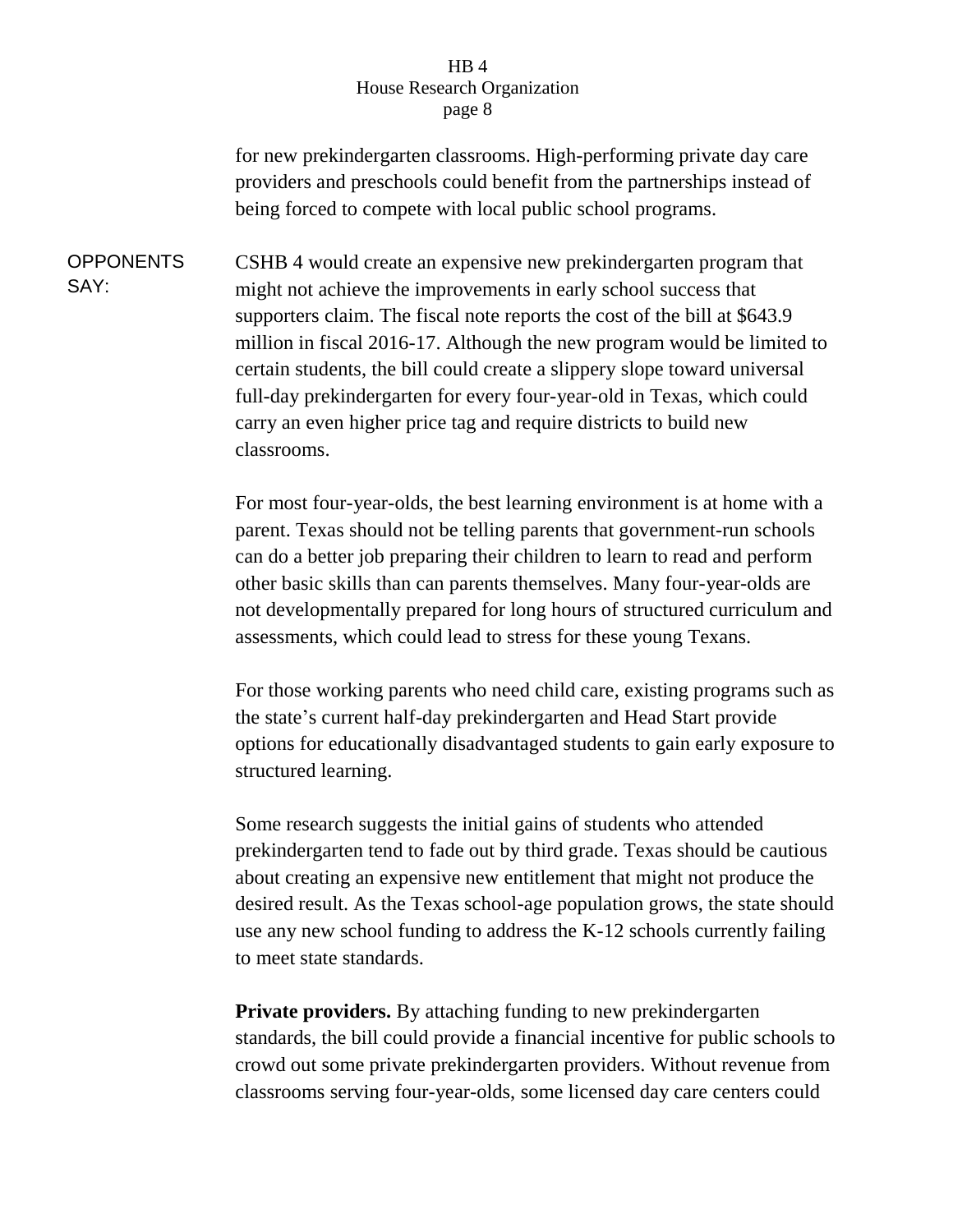for new prekindergarten classrooms. High-performing private day care providers and preschools could benefit from the partnerships instead of being forced to compete with local public school programs.

**OPPONENTS SAY:**

CSHB 4 would create an expensive new prekindergarten program that might not achieve the improvements in early school success that supporters claim. The fiscal note reports the cost of the bill at $643.9 million in fiscal 2016-17. Although the new program would be limited to certain students, the bill could create a slippery slope toward universal full-day prekindergarten for every four-year-old in Texas, which could carry an even higher price tag and require districts to build new classrooms.

For most four-year-olds, the best learning environment is at home with a parent. Texas should not be telling parents that government-run schools can do a better job preparing their children to learn to read and perform other basic skills than can parents themselves. Many four-year-olds are not developmentally prepared for long hours of structured curriculum and assessments, which could lead to stress for these young Texans.

For those working parents who need child care, existing programs such as the state's current half-day prekindergarten and Head Start provide options for educationally disadvantaged students to gain early exposure to structured learning.

Some research suggests the initial gains of students who attended prekindergarten tend to fade out by third grade. Texas should be cautious about creating an expensive new entitlement that might not produce the desired result. As the Texas school-age population grows, the state should use any new school funding to address the K-12 schools currently failing to meet state standards.

**Private providers.** By attaching funding to new prekindergarten standards, the bill could provide a financial incentive for public schools to crowd out some private prekindergarten providers. Without revenue from classrooms serving four-year-olds, some licensed day care centers could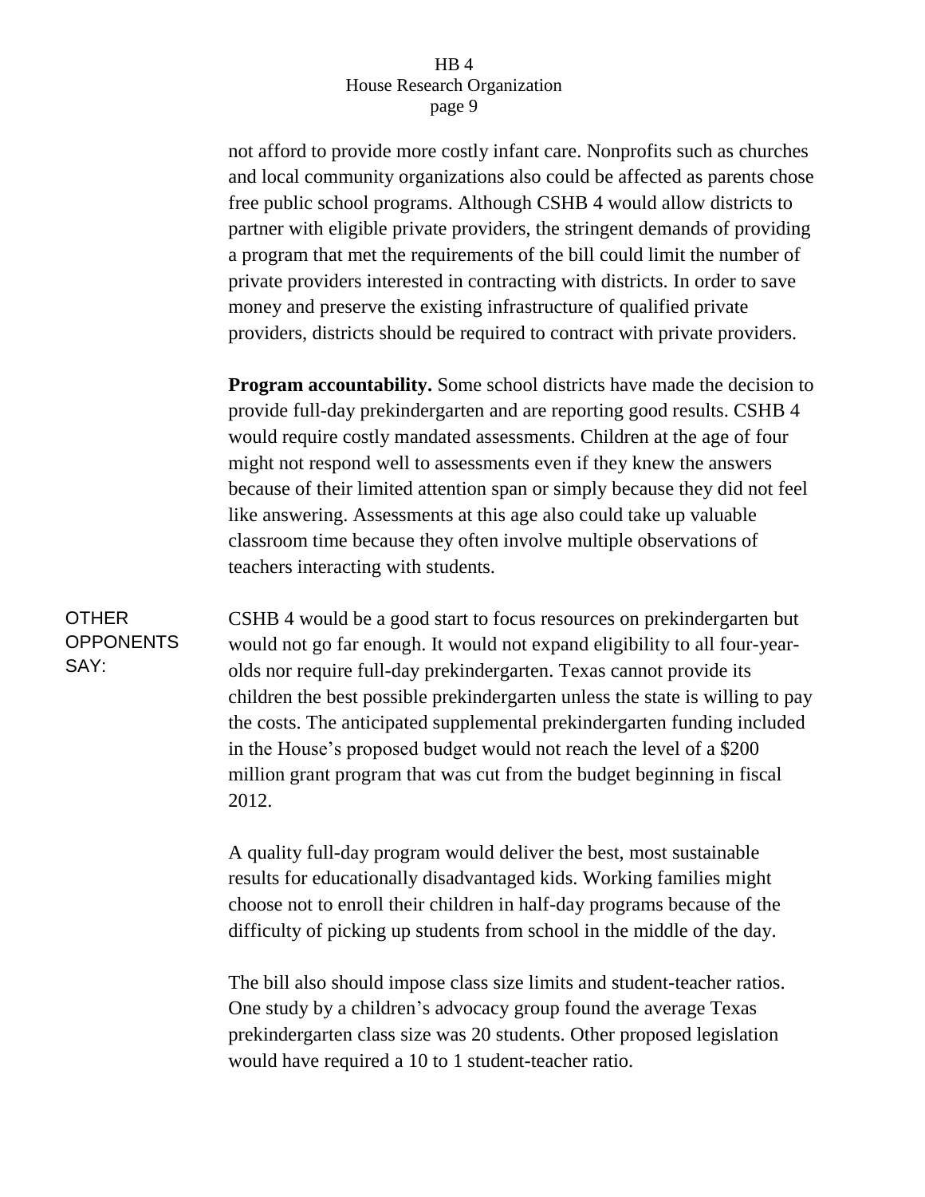not afford to provide more costly infant care. Nonprofits such as churches and local community organizations also could be affected as parents chose free public school programs. Although CSHB 4 would allow districts to partner with eligible private providers, the stringent demands of providing a program that met the requirements of the bill could limit the number of private providers interested in contracting with districts. In order to save money and preserve the existing infrastructure of qualified private providers, districts should be required to contract with private providers.

**Program accountability.** Some school districts have made the decision to provide full-day prekindergarten and are reporting good results. CSHB 4 would require costly mandated assessments. Children at the age of four might not respond well to assessments even if they knew the answers because of their limited attention span or simply because they did not feel like answering. Assessments at this age also could take up valuable classroom time because they often involve multiple observations of teachers interacting with students.

OTHER OPPONENTS SAY:

CSHB 4 would be a good start to focus resources on prekindergarten but would not go far enough. It would not expand eligibility to all four-year-olds nor require full-day prekindergarten. Texas cannot provide its children the best possible prekindergarten unless the state is willing to pay the costs. The anticipated supplemental prekindergarten funding included in the House's proposed budget would not reach the level of a $200 million grant program that was cut from the budget beginning in fiscal 2012.

A quality full-day program would deliver the best, most sustainable results for educationally disadvantaged kids. Working families might choose not to enroll their children in half-day programs because of the difficulty of picking up students from school in the middle of the day.

The bill also should impose class size limits and student-teacher ratios. One study by a children's advocacy group found the average Texas prekindergarten class size was 20 students. Other proposed legislation would have required a 10 to 1 student-teacher ratio.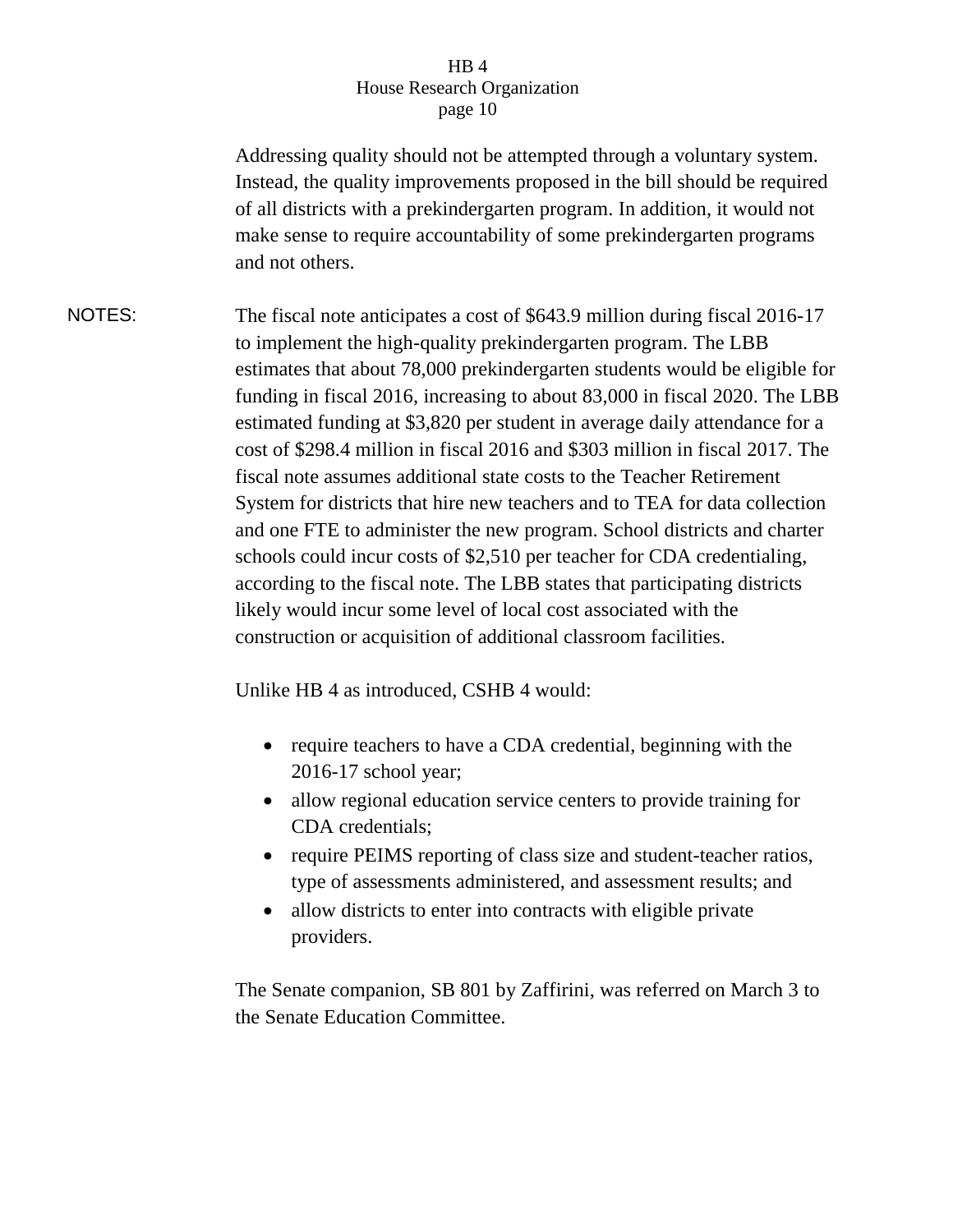Addressing quality should not be attempted through a voluntary system. Instead, the quality improvements proposed in the bill should be required of all districts with a prekindergarten program. In addition, it would not make sense to require accountability of some prekindergarten programs and not others.

NOTES: The fiscal note anticipates a cost of $643.9 million during fiscal 2016-17 to implement the high-quality prekindergarten program. The LBB estimates that about 78,000 prekindergarten students would be eligible for funding in fiscal 2016, increasing to about 83,000 in fiscal 2020. The LBB estimated funding at $3,820 per student in average daily attendance for a cost of $298.4 million in fiscal 2016 and $303 million in fiscal 2017. The fiscal note assumes additional state costs to the Teacher Retirement System for districts that hire new teachers and to TEA for data collection and one FTE to administer the new program. School districts and charter schools could incur costs of $2,510 per teacher for CDA credentialing, according to the fiscal note. The LBB states that participating districts likely would incur some level of local cost associated with the construction or acquisition of additional classroom facilities.

Unlike HB 4 as introduced, CSHB 4 would:

- require teachers to have a CDA credential, beginning with the 2016-17 school year;
- allow regional education service centers to provide training for CDA credentials;
- require PEIMS reporting of class size and student-teacher ratios, type of assessments administered, and assessment results; and
- allow districts to enter into contracts with eligible private providers.

The Senate companion, SB 801 by Zaffirini, was referred on March 3 to the Senate Education Committee.